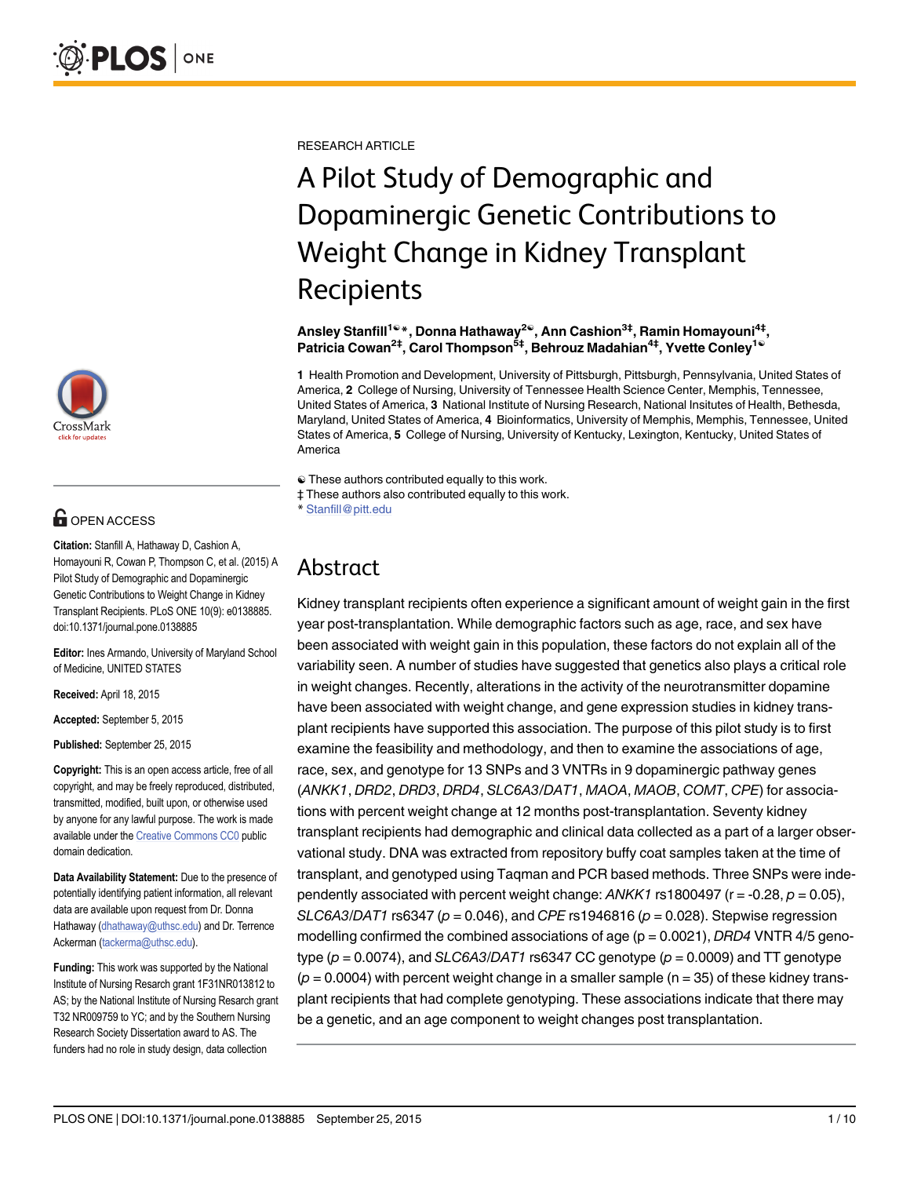RESEARCH ARTICLE

# A Pilot Study of Demographic and Dopaminergic Genetic Contributions to Weight Change in Kidney Transplant Recipients

**Ansley Stanfill[1☯]*, Donna Hathaway[2☯], Ann Cashion[3‡], Ramin Homayouni[4‡], Patricia Cowan[2‡], Carol Thompson[5‡], Behrouz Madahian[4‡], Yvette Conley[1☯]**

**1** Health Promotion and Development, University of Pittsburgh, Pittsburgh, Pennsylvania, United States of America, **2** College of Nursing, University of Tennessee Health Science Center, Memphis, Tennessee, United States of America, **3** National Institute of Nursing Research, National Insitutes of Health, Bethesda, Maryland, United States of America, **4** Bioinformatics, University of Memphis, Memphis, Tennessee, United States of America, **5** College of Nursing, University of Kentucky, Lexington, Kentucky, United States of America

☯ These authors contributed equally to this work.
‡ These authors also contributed equally to this work.
* Stanfill@pitt.edu

OPEN ACCESS

**Citation:** Stanfill A, Hathaway D, Cashion A, Homayouni R, Cowan P, Thompson C, et al. (2015) A Pilot Study of Demographic and Dopaminergic Genetic Contributions to Weight Change in Kidney Transplant Recipients. PLoS ONE 10(9): e0138885. doi:10.1371/journal.pone.0138885

**Editor:** Ines Armando, University of Maryland School of Medicine, UNITED STATES

**Received:** April 18, 2015

**Accepted:** September 5, 2015

**Published:** September 25, 2015

**Copyright:** This is an open access article, free of all copyright, and may be freely reproduced, distributed, transmitted, modified, built upon, or otherwise used by anyone for any lawful purpose. The work is made available under the Creative Commons CC0 public domain dedication.

**Data Availability Statement:** Due to the presence of potentially identifying patient information, all relevant data are available upon request from Dr. Donna Hathaway (dhathaway@uthsc.edu) and Dr. Terrence Ackerman (tackerma@uthsc.edu).

**Funding:** This work was supported by the National Institute of Nursing Resarch grant 1F31NR013812 to AS; by the National Institute of Nursing Resarch grant T32 NR009759 to YC; and by the Southern Nursing Research Society Dissertation award to AS. The funders had no role in study design, data collection

## Abstract

Kidney transplant recipients often experience a significant amount of weight gain in the first year post-transplantation. While demographic factors such as age, race, and sex have been associated with weight gain in this population, these factors do not explain all of the variability seen. A number of studies have suggested that genetics also plays a critical role in weight changes. Recently, alterations in the activity of the neurotransmitter dopamine have been associated with weight change, and gene expression studies in kidney transplant recipients have supported this association. The purpose of this pilot study is to first examine the feasibility and methodology, and then to examine the associations of age, race, sex, and genotype for 13 SNPs and 3 VNTRs in 9 dopaminergic pathway genes (*ANKK1*, *DRD2*, *DRD3*, *DRD4*, *SLC6A3/DAT1*, *MAOA*, *MAOB*, *COMT*, *CPE*) for associations with percent weight change at 12 months post-transplantation. Seventy kidney transplant recipients had demographic and clinical data collected as a part of a larger observational study. DNA was extracted from repository buffy coat samples taken at the time of transplant, and genotyped using Taqman and PCR based methods. Three SNPs were independently associated with percent weight change: *ANKK1* rs1800497 ($r = -0.28$, $p = 0.05$), *SLC6A3/DAT1* rs6347 ($p = 0.046$), and *CPE* rs1946816 ($p = 0.028$). Stepwise regression modelling confirmed the combined associations of age ($p = 0.0021$), *DRD4* VNTR 4/5 genotype ($p = 0.0074$), and *SLC6A3/DAT1* rs6347 CC genotype ($p = 0.0009$) and TT genotype ($p = 0.0004$) with percent weight change in a smaller sample ($n = 35$) of these kidney transplant recipients that had complete genotyping. These associations indicate that there may be a genetic, and an age component to weight changes post transplantation.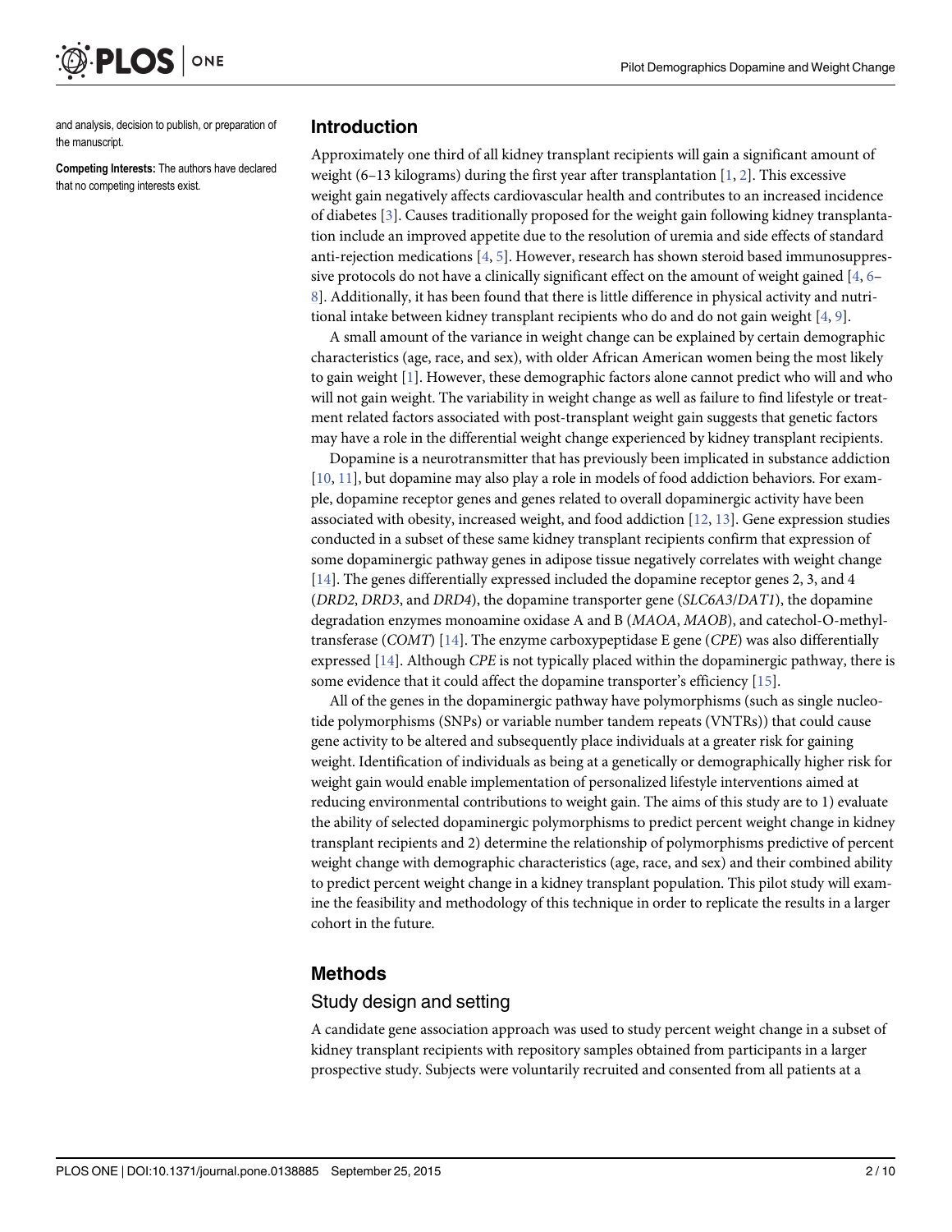and analysis, decision to publish, or preparation of the manuscript.

**Competing Interests:** The authors have declared that no competing interests exist.

## Introduction

Approximately one third of all kidney transplant recipients will gain a significant amount of weight (6–13 kilograms) during the first year after transplantation [1, 2]. This excessive weight gain negatively affects cardiovascular health and contributes to an increased incidence of diabetes [3]. Causes traditionally proposed for the weight gain following kidney transplantation include an improved appetite due to the resolution of uremia and side effects of standard anti-rejection medications [4, 5]. However, research has shown steroid based immunosuppressive protocols do not have a clinically significant effect on the amount of weight gained [4, 6–8]. Additionally, it has been found that there is little difference in physical activity and nutritional intake between kidney transplant recipients who do and do not gain weight [4, 9].

A small amount of the variance in weight change can be explained by certain demographic characteristics (age, race, and sex), with older African American women being the most likely to gain weight [1]. However, these demographic factors alone cannot predict who will and who will not gain weight. The variability in weight change as well as failure to find lifestyle or treatment related factors associated with post-transplant weight gain suggests that genetic factors may have a role in the differential weight change experienced by kidney transplant recipients.

Dopamine is a neurotransmitter that has previously been implicated in substance addiction [10, 11], but dopamine may also play a role in models of food addiction behaviors. For example, dopamine receptor genes and genes related to overall dopaminergic activity have been associated with obesity, increased weight, and food addiction [12, 13]. Gene expression studies conducted in a subset of these same kidney transplant recipients confirm that expression of some dopaminergic pathway genes in adipose tissue negatively correlates with weight change [14]. The genes differentially expressed included the dopamine receptor genes 2, 3, and 4 (*DRD2*, *DRD3*, and *DRD4*), the dopamine transporter gene (*SLC6A3*/*DAT1*), the dopamine degradation enzymes monoamine oxidase A and B (*MAOA*, *MAOB*), and catechol-O-methyltransferase (*COMT*) [14]. The enzyme carboxypeptidase E gene (*CPE*) was also differentially expressed [14]. Although *CPE* is not typically placed within the dopaminergic pathway, there is some evidence that it could affect the dopamine transporter's efficiency [15].

All of the genes in the dopaminergic pathway have polymorphisms (such as single nucleotide polymorphisms (SNPs) or variable number tandem repeats (VNTRs)) that could cause gene activity to be altered and subsequently place individuals at a greater risk for gaining weight. Identification of individuals as being at a genetically or demographically higher risk for weight gain would enable implementation of personalized lifestyle interventions aimed at reducing environmental contributions to weight gain. The aims of this study are to 1) evaluate the ability of selected dopaminergic polymorphisms to predict percent weight change in kidney transplant recipients and 2) determine the relationship of polymorphisms predictive of percent weight change with demographic characteristics (age, race, and sex) and their combined ability to predict percent weight change in a kidney transplant population. This pilot study will examine the feasibility and methodology of this technique in order to replicate the results in a larger cohort in the future.

## Methods

### Study design and setting

A candidate gene association approach was used to study percent weight change in a subset of kidney transplant recipients with repository samples obtained from participants in a larger prospective study. Subjects were voluntarily recruited and consented from all patients at a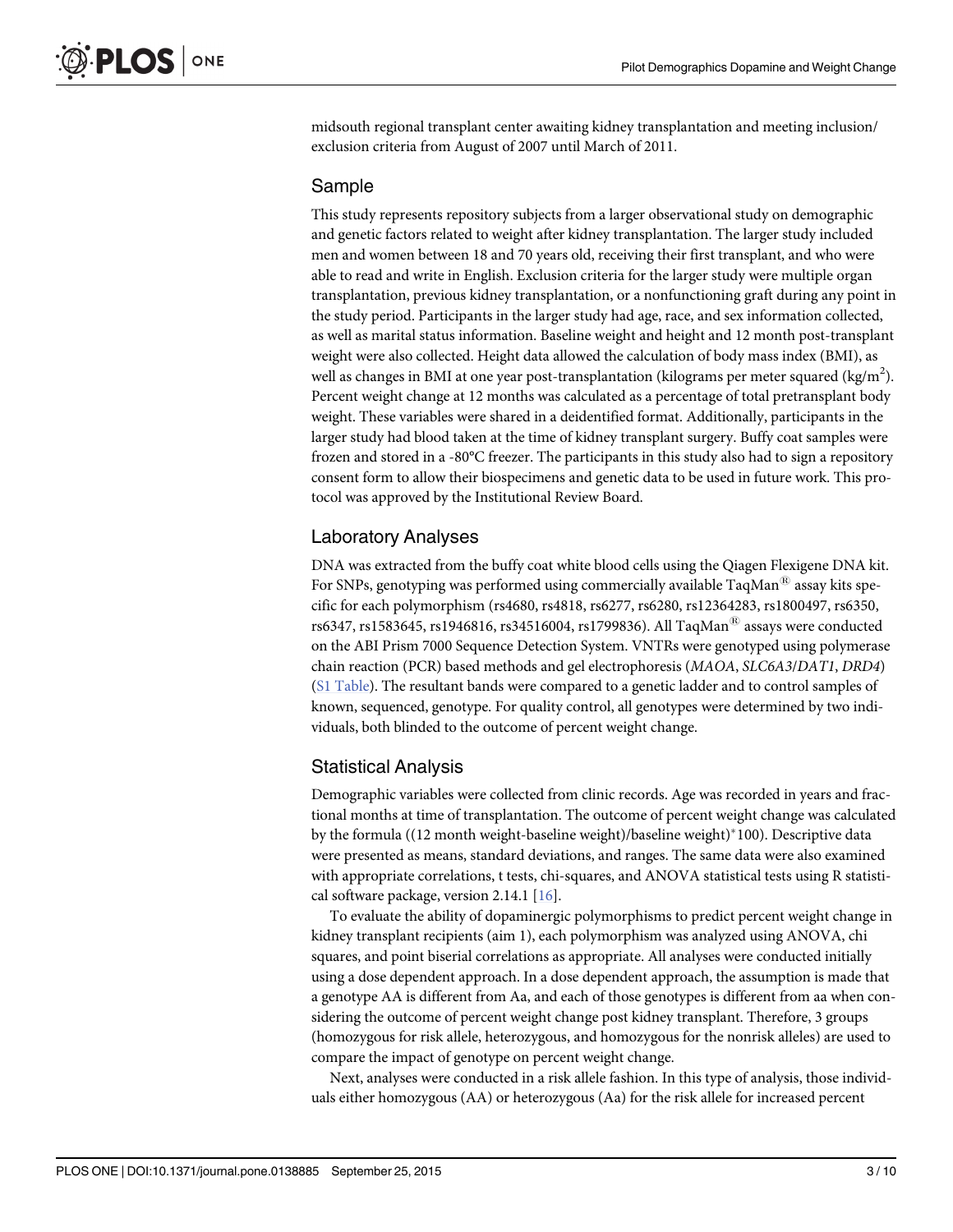midsouth regional transplant center awaiting kidney transplantation and meeting inclusion/exclusion criteria from August of 2007 until March of 2011.

## Sample

This study represents repository subjects from a larger observational study on demographic and genetic factors related to weight after kidney transplantation. The larger study included men and women between 18 and 70 years old, receiving their first transplant, and who were able to read and write in English. Exclusion criteria for the larger study were multiple organ transplantation, previous kidney transplantation, or a nonfunctioning graft during any point in the study period. Participants in the larger study had age, race, and sex information collected, as well as marital status information. Baseline weight and height and 12 month post-transplant weight were also collected. Height data allowed the calculation of body mass index (BMI), as well as changes in BMI at one year post-transplantation (kilograms per meter squared ($kg/m^2$). Percent weight change at 12 months was calculated as a percentage of total pretransplant body weight. These variables were shared in a deidentified format. Additionally, participants in the larger study had blood taken at the time of kidney transplant surgery. Buffy coat samples were frozen and stored in a -80°C freezer. The participants in this study also had to sign a repository consent form to allow their biospecimens and genetic data to be used in future work. This protocol was approved by the Institutional Review Board.

## Laboratory Analyses

DNA was extracted from the buffy coat white blood cells using the Qiagen Flexigene DNA kit. For SNPs, genotyping was performed using commercially available TaqMan® assay kits specific for each polymorphism (rs4680, rs4818, rs6277, rs6280, rs12364283, rs1800497, rs6350, rs6347, rs1583645, rs1946816, rs34516004, rs1799836). All TaqMan® assays were conducted on the ABI Prism 7000 Sequence Detection System. VNTRs were genotyped using polymerase chain reaction (PCR) based methods and gel electrophoresis (*MAOA*, *SLC6A3*/*DAT1*, *DRD4*) (S1 Table). The resultant bands were compared to a genetic ladder and to control samples of known, sequenced, genotype. For quality control, all genotypes were determined by two individuals, both blinded to the outcome of percent weight change.

## Statistical Analysis

Demographic variables were collected from clinic records. Age was recorded in years and fractional months at time of transplantation. The outcome of percent weight change was calculated by the formula ((12 month weight-baseline weight)/baseline weight)*100). Descriptive data were presented as means, standard deviations, and ranges. The same data were also examined with appropriate correlations, t tests, chi-squares, and ANOVA statistical tests using R statistical software package, version 2.14.1 [16].

To evaluate the ability of dopaminergic polymorphisms to predict percent weight change in kidney transplant recipients (aim 1), each polymorphism was analyzed using ANOVA, chi squares, and point biserial correlations as appropriate. All analyses were conducted initially using a dose dependent approach. In a dose dependent approach, the assumption is made that a genotype AA is different from Aa, and each of those genotypes is different from aa when considering the outcome of percent weight change post kidney transplant. Therefore, 3 groups (homozygous for risk allele, heterozygous, and homozygous for the nonrisk alleles) are used to compare the impact of genotype on percent weight change.

Next, analyses were conducted in a risk allele fashion. In this type of analysis, those individuals either homozygous (AA) or heterozygous (Aa) for the risk allele for increased percent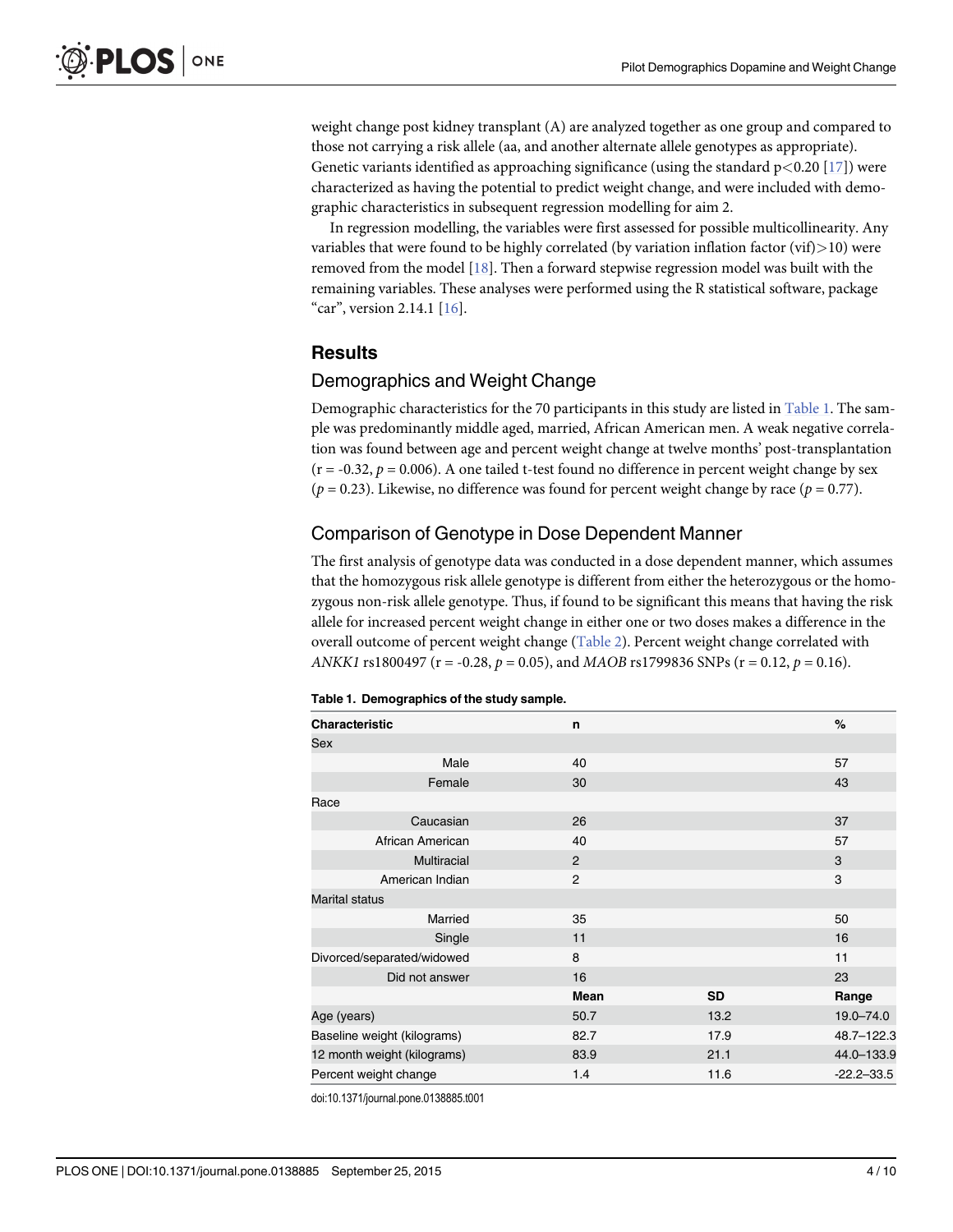weight change post kidney transplant (A) are analyzed together as one group and compared to those not carrying a risk allele (aa, and another alternate allele genotypes as appropriate). Genetic variants identified as approaching significance (using the standard $p<0.20$ [17]) were characterized as having the potential to predict weight change, and were included with demographic characteristics in subsequent regression modelling for aim 2.

In regression modelling, the variables were first assessed for possible multicollinearity. Any variables that were found to be highly correlated (by variation inflation factor (vif)>10) were removed from the model [18]. Then a forward stepwise regression model was built with the remaining variables. These analyses were performed using the R statistical software, package "car", version 2.14.1 [16].

## Results

### Demographics and Weight Change

Demographic characteristics for the 70 participants in this study are listed in Table 1. The sample was predominantly middle aged, married, African American men. A weak negative correlation was found between age and percent weight change at twelve months' post-transplantation ($r = -0.32$, $p = 0.006$). A one tailed t-test found no difference in percent weight change by sex ($p = 0.23$). Likewise, no difference was found for percent weight change by race ($p = 0.77$).

### Comparison of Genotype in Dose Dependent Manner

The first analysis of genotype data was conducted in a dose dependent manner, which assumes that the homozygous risk allele genotype is different from either the heterozygous or the homozygous non-risk allele genotype. Thus, if found to be significant this means that having the risk allele for increased percent weight change in either one or two doses makes a difference in the overall outcome of percent weight change (Table 2). Percent weight change correlated with *ANKK1* rs1800497 ($r = -0.28$, $p = 0.05$), and *MAOB* rs1799836 SNPs ($r = 0.12$, $p = 0.16$).

**Table 1. Demographics of the study sample.**

| Characteristic | n | | % |
|---|---|---|---|
| Sex | | | |
| Male | 40 | | 57 |
| Female | 30 | | 43 |
| Race | | | |
| Caucasian | 26 | | 37 |
| African American | 40 | | 57 |
| Multiracial | 2 | | 3 |
| American Indian | 2 | | 3 |
| Marital status | | | |
| Married | 35 | | 50 |
| Single | 11 | | 16 |
| Divorced/separated/widowed | 8 | | 11 |
| Did not answer | 16 | | 23 |
| | **Mean** | **SD** | **Range** |
| Age (years) | 50.7 | 13.2 | 19.0–74.0 |
| Baseline weight (kilograms) | 82.7 | 17.9 | 48.7–122.3 |
| 12 month weight (kilograms) | 83.9 | 21.1 | 44.0–133.9 |
| Percent weight change | 1.4 | 11.6 | -22.2–33.5 |

doi:10.1371/journal.pone.0138885.t001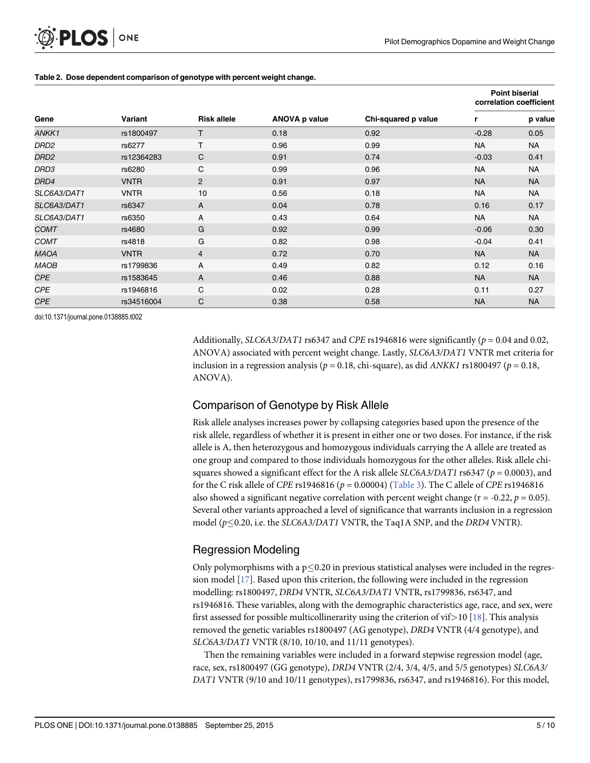**Table 2. Dose dependent comparison of genotype with percent weight change.**

| Gene | Variant | Risk allele | ANOVA p value | Chi-squared p value | Point biserial correlation coefficient | |
|---|---|---|---|---|---|---|
| | | | | | r | p value |
| *ANKK1* | rs1800497 | T | 0.18 | 0.92 | -0.28 | 0.05 |
| *DRD2* | rs6277 | T | 0.96 | 0.99 | NA | NA |
| *DRD2* | rs12364283 | C | 0.91 | 0.74 | -0.03 | 0.41 |
| *DRD3* | rs6280 | C | 0.99 | 0.96 | NA | NA |
| *DRD4* | VNTR | 2 | 0.91 | 0.97 | NA | NA |
| *SLC6A3/DAT1* | VNTR | 10 | 0.56 | 0.18 | NA | NA |
| *SLC6A3/DAT1* | rs6347 | A | 0.04 | 0.78 | 0.16 | 0.17 |
| *SLC6A3/DAT1* | rs6350 | A | 0.43 | 0.64 | NA | NA |
| *COMT* | rs4680 | G | 0.92 | 0.99 | -0.06 | 0.30 |
| *COMT* | rs4818 | G | 0.82 | 0.98 | -0.04 | 0.41 |
| *MAOA* | VNTR | 4 | 0.72 | 0.70 | NA | NA |
| *MAOB* | rs1799836 | A | 0.49 | 0.82 | 0.12 | 0.16 |
| *CPE* | rs1583645 | A | 0.46 | 0.88 | NA | NA |
| *CPE* | rs1946816 | C | 0.02 | 0.28 | 0.11 | 0.27 |
| *CPE* | rs34516004 | C | 0.38 | 0.58 | NA | NA |

doi:10.1371/journal.pone.0138885.t002

Additionally, *SLC6A3/DAT1* rs6347 and *CPE* rs1946816 were significantly ($p = 0.04$ and 0.02, ANOVA) associated with percent weight change. Lastly, *SLC6A3/DAT1* VNTR met criteria for inclusion in a regression analysis ($p = 0.18$, chi-square), as did *ANKK1* rs1800497 ($p = 0.18$, ANOVA).

## Comparison of Genotype by Risk Allele

Risk allele analyses increases power by collapsing categories based upon the presence of the risk allele, regardless of whether it is present in either one or two doses. For instance, if the risk allele is A, then heterozygous and homozygous individuals carrying the A allele are treated as one group and compared to those individuals homozygous for the other alleles. Risk allele chi-squares showed a significant effect for the A risk allele *SLC6A3/DAT1* rs6347 ($p = 0.0003$), and for the C risk allele of *CPE* rs1946816 ($p = 0.00004$) (Table 3). The C allele of *CPE* rs1946816 also showed a significant negative correlation with percent weight change ($r = -0.22$, $p = 0.05$). Several other variants approached a level of significance that warrants inclusion in a regression model ($p \leq 0.20$, i.e. the *SLC6A3/DAT1* VNTR, the Taq1A SNP, and the *DRD4* VNTR).

## Regression Modeling

Only polymorphisms with a $p \leq 0.20$ in previous statistical analyses were included in the regression model [17]. Based upon this criterion, the following were included in the regression modelling: rs1800497, *DRD4* VNTR, *SLC6A3/DAT1* VNTR, rs1799836, rs6347, and rs1946816. These variables, along with the demographic characteristics age, race, and sex, were first assessed for possible multicollinearity using the criterion of vif>10 [18]. This analysis removed the genetic variables rs1800497 (AG genotype), *DRD4* VNTR (4/4 genotype), and *SLC6A3/DAT1* VNTR (8/10, 10/10, and 11/11 genotypes).

Then the remaining variables were included in a forward stepwise regression model (age, race, sex, rs1800497 (GG genotype), *DRD4* VNTR (2/4, 3/4, 4/5, and 5/5 genotypes) *SLC6A3/DAT1* VNTR (9/10 and 10/11 genotypes), rs1799836, rs6347, and rs1946816). For this model,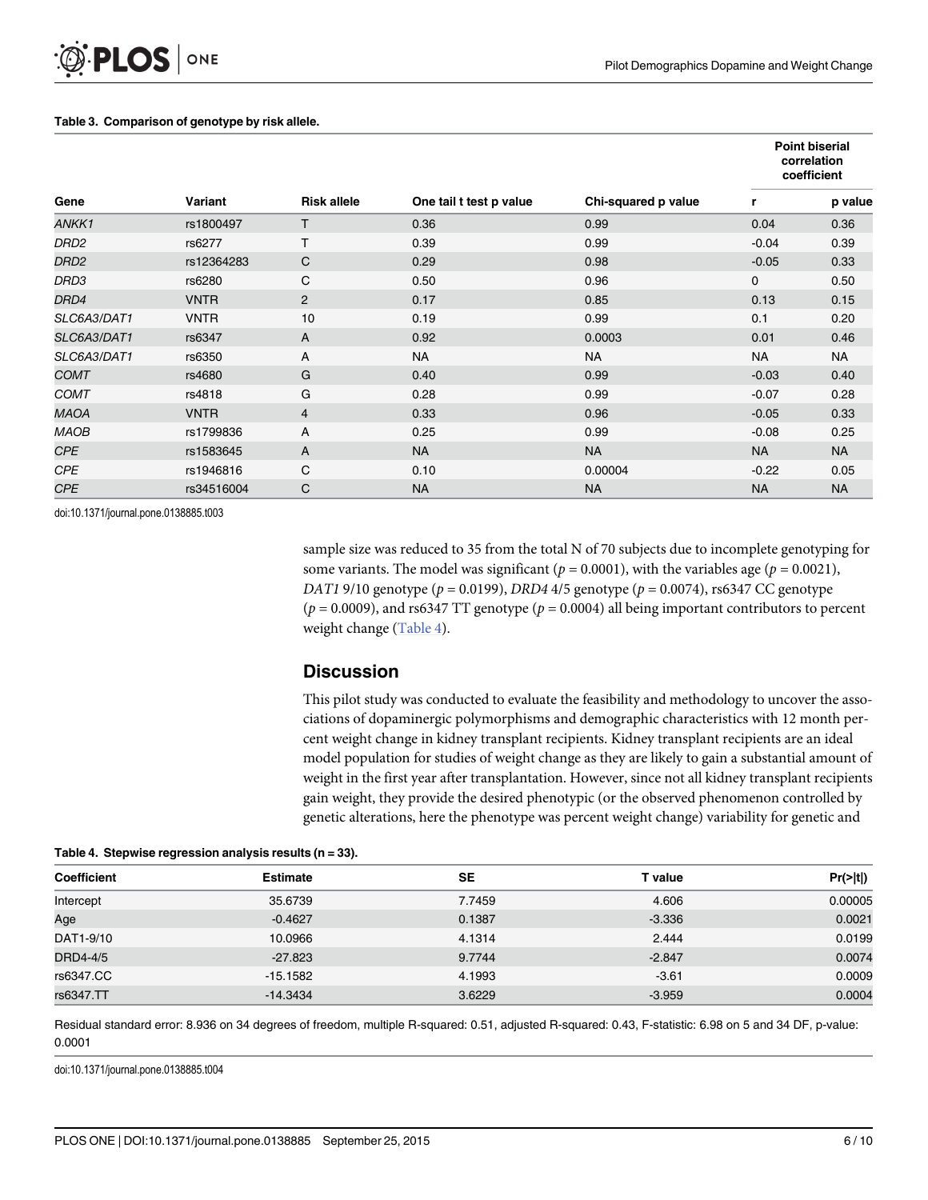**Table 3. Comparison of genotype by risk allele.**

| Gene | Variant | Risk allele | One tail t test p value | Chi-squared p value | Point biserial correlation coefficient | |
|---|---|---|---|---|---|---|
| | | | | | r | p value |
| *ANKK1* | rs1800497 | T | 0.36 | 0.99 | 0.04 | 0.36 |
| *DRD2* | rs6277 | T | 0.39 | 0.99 | -0.04 | 0.39 |
| *DRD2* | rs12364283 | C | 0.29 | 0.98 | -0.05 | 0.33 |
| *DRD3* | rs6280 | C | 0.50 | 0.96 | 0 | 0.50 |
| *DRD4* | VNTR | 2 | 0.17 | 0.85 | 0.13 | 0.15 |
| *SLC6A3/DAT1* | VNTR | 10 | 0.19 | 0.99 | 0.1 | 0.20 |
| *SLC6A3/DAT1* | rs6347 | A | 0.92 | 0.0003 | 0.01 | 0.46 |
| *SLC6A3/DAT1* | rs6350 | A | NA | NA | NA | NA |
| *COMT* | rs4680 | G | 0.40 | 0.99 | -0.03 | 0.40 |
| *COMT* | rs4818 | G | 0.28 | 0.99 | -0.07 | 0.28 |
| *MAOA* | VNTR | 4 | 0.33 | 0.96 | -0.05 | 0.33 |
| *MAOB* | rs1799836 | A | 0.25 | 0.99 | -0.08 | 0.25 |
| *CPE* | rs1583645 | A | NA | NA | NA | NA |
| *CPE* | rs1946816 | C | 0.10 | 0.00004 | -0.22 | 0.05 |
| *CPE* | rs34516004 | C | NA | NA | NA | NA |

doi:10.1371/journal.pone.0138885.t003

sample size was reduced to 35 from the total N of 70 subjects due to incomplete genotyping for some variants. The model was significant ($p = 0.0001$), with the variables age ($p = 0.0021$), *DAT1* 9/10 genotype ($p = 0.0199$), *DRD4* 4/5 genotype ($p = 0.0074$), rs6347 CC genotype ($p = 0.0009$), and rs6347 TT genotype ($p = 0.0004$) all being important contributors to percent weight change (Table 4).

## Discussion

This pilot study was conducted to evaluate the feasibility and methodology to uncover the associations of dopaminergic polymorphisms and demographic characteristics with 12 month percent weight change in kidney transplant recipients. Kidney transplant recipients are an ideal model population for studies of weight change as they are likely to gain a substantial amount of weight in the first year after transplantation. However, since not all kidney transplant recipients gain weight, they provide the desired phenotypic (or the observed phenomenon controlled by genetic alterations, here the phenotype was percent weight change) variability for genetic and

**Table 4. Stepwise regression analysis results (n = 33).**

| Coefficient | Estimate | SE | T value | Pr(>\|t\|) |
|---|---|---|---|---|
| Intercept | 35.6739 | 7.7459 | 4.606 | 0.00005 |
| Age | -0.4627 | 0.1387 | -3.336 | 0.0021 |
| DAT1-9/10 | 10.0966 | 4.1314 | 2.444 | 0.0199 |
| DRD4-4/5 | -27.823 | 9.7744 | -2.847 | 0.0074 |
| rs6347.CC | -15.1582 | 4.1993 | -3.61 | 0.0009 |
| rs6347.TT | -14.3434 | 3.6229 | -3.959 | 0.0004 |

Residual standard error: 8.936 on 34 degrees of freedom, multiple R-squared: 0.51, adjusted R-squared: 0.43, F-statistic: 6.98 on 5 and 34 DF, p-value: 0.0001

doi:10.1371/journal.pone.0138885.t004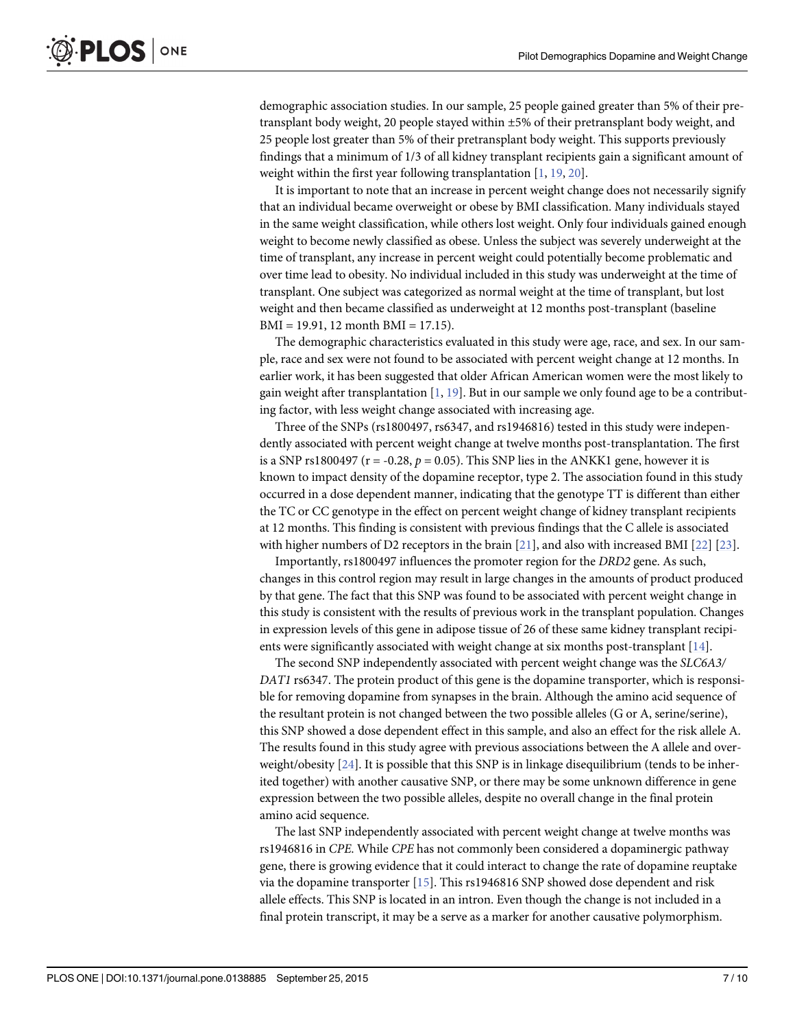demographic association studies. In our sample, 25 people gained greater than 5% of their pretransplant body weight, 20 people stayed within ±5% of their pretransplant body weight, and 25 people lost greater than 5% of their pretransplant body weight. This supports previously findings that a minimum of 1/3 of all kidney transplant recipients gain a significant amount of weight within the first year following transplantation [1, 19, 20].

It is important to note that an increase in percent weight change does not necessarily signify that an individual became overweight or obese by BMI classification. Many individuals stayed in the same weight classification, while others lost weight. Only four individuals gained enough weight to become newly classified as obese. Unless the subject was severely underweight at the time of transplant, any increase in percent weight could potentially become problematic and over time lead to obesity. No individual included in this study was underweight at the time of transplant. One subject was categorized as normal weight at the time of transplant, but lost weight and then became classified as underweight at 12 months post-transplant (baseline BMI = 19.91, 12 month BMI = 17.15).

The demographic characteristics evaluated in this study were age, race, and sex. In our sample, race and sex were not found to be associated with percent weight change at 12 months. In earlier work, it has been suggested that older African American women were the most likely to gain weight after transplantation [1, 19]. But in our sample we only found age to be a contributing factor, with less weight change associated with increasing age.

Three of the SNPs (rs1800497, rs6347, and rs1946816) tested in this study were independently associated with percent weight change at twelve months post-transplantation. The first is a SNP rs1800497 ($r = -0.28$, $p = 0.05$). This SNP lies in the ANKK1 gene, however it is known to impact density of the dopamine receptor, type 2. The association found in this study occurred in a dose dependent manner, indicating that the genotype TT is different than either the TC or CC genotype in the effect on percent weight change of kidney transplant recipients at 12 months. This finding is consistent with previous findings that the C allele is associated with higher numbers of D2 receptors in the brain [21], and also with increased BMI [22] [23].

Importantly, rs1800497 influences the promoter region for the *DRD2* gene. As such, changes in this control region may result in large changes in the amounts of product produced by that gene. The fact that this SNP was found to be associated with percent weight change in this study is consistent with the results of previous work in the transplant population. Changes in expression levels of this gene in adipose tissue of 26 of these same kidney transplant recipients were significantly associated with weight change at six months post-transplant [14].

The second SNP independently associated with percent weight change was the *SLC6A3/DAT1* rs6347. The protein product of this gene is the dopamine transporter, which is responsible for removing dopamine from synapses in the brain. Although the amino acid sequence of the resultant protein is not changed between the two possible alleles (G or A, serine/serine), this SNP showed a dose dependent effect in this sample, and also an effect for the risk allele A. The results found in this study agree with previous associations between the A allele and overweight/obesity [24]. It is possible that this SNP is in linkage disequilibrium (tends to be inherited together) with another causative SNP, or there may be some unknown difference in gene expression between the two possible alleles, despite no overall change in the final protein amino acid sequence.

The last SNP independently associated with percent weight change at twelve months was rs1946816 in *CPE*. While *CPE* has not commonly been considered a dopaminergic pathway gene, there is growing evidence that it could interact to change the rate of dopamine reuptake via the dopamine transporter [15]. This rs1946816 SNP showed dose dependent and risk allele effects. This SNP is located in an intron. Even though the change is not included in a final protein transcript, it may be a serve as a marker for another causative polymorphism.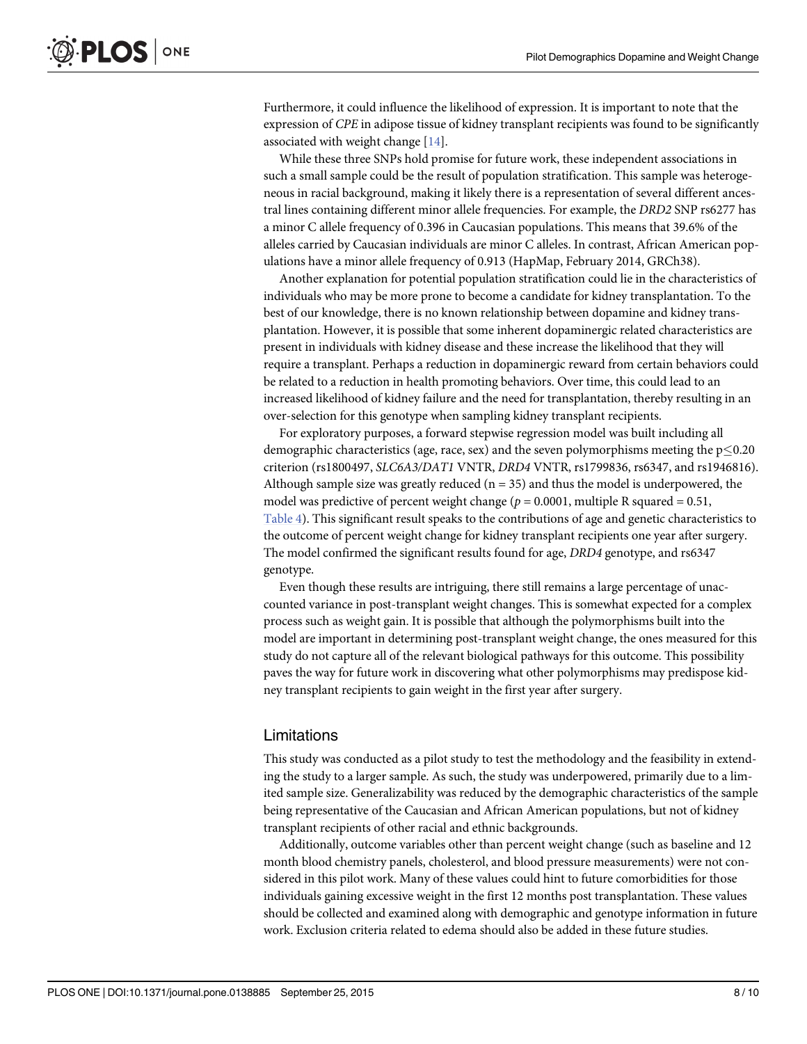Furthermore, it could influence the likelihood of expression. It is important to note that the expression of *CPE* in adipose tissue of kidney transplant recipients was found to be significantly associated with weight change [14].

While these three SNPs hold promise for future work, these independent associations in such a small sample could be the result of population stratification. This sample was heterogeneous in racial background, making it likely there is a representation of several different ancestral lines containing different minor allele frequencies. For example, the *DRD2* SNP rs6277 has a minor C allele frequency of 0.396 in Caucasian populations. This means that 39.6% of the alleles carried by Caucasian individuals are minor C alleles. In contrast, African American populations have a minor allele frequency of 0.913 (HapMap, February 2014, GRCh38).

Another explanation for potential population stratification could lie in the characteristics of individuals who may be more prone to become a candidate for kidney transplantation. To the best of our knowledge, there is no known relationship between dopamine and kidney transplantation. However, it is possible that some inherent dopaminergic related characteristics are present in individuals with kidney disease and these increase the likelihood that they will require a transplant. Perhaps a reduction in dopaminergic reward from certain behaviors could be related to a reduction in health promoting behaviors. Over time, this could lead to an increased likelihood of kidney failure and the need for transplantation, thereby resulting in an over-selection for this genotype when sampling kidney transplant recipients.

For exploratory purposes, a forward stepwise regression model was built including all demographic characteristics (age, race, sex) and the seven polymorphisms meeting the $p \leq 0.20$ criterion (rs1800497, *SLC6A3/DAT1* VNTR, *DRD4* VNTR, rs1799836, rs6347, and rs1946816). Although sample size was greatly reduced ($n = 35$) and thus the model is underpowered, the model was predictive of percent weight change ($p = 0.0001$, multiple R squared = 0.51, Table 4). This significant result speaks to the contributions of age and genetic characteristics to the outcome of percent weight change for kidney transplant recipients one year after surgery. The model confirmed the significant results found for age, *DRD4* genotype, and rs6347 genotype.

Even though these results are intriguing, there still remains a large percentage of unaccounted variance in post-transplant weight changes. This is somewhat expected for a complex process such as weight gain. It is possible that although the polymorphisms built into the model are important in determining post-transplant weight change, the ones measured for this study do not capture all of the relevant biological pathways for this outcome. This possibility paves the way for future work in discovering what other polymorphisms may predispose kidney transplant recipients to gain weight in the first year after surgery.

## Limitations

This study was conducted as a pilot study to test the methodology and the feasibility in extending the study to a larger sample. As such, the study was underpowered, primarily due to a limited sample size. Generalizability was reduced by the demographic characteristics of the sample being representative of the Caucasian and African American populations, but not of kidney transplant recipients of other racial and ethnic backgrounds.

Additionally, outcome variables other than percent weight change (such as baseline and 12 month blood chemistry panels, cholesterol, and blood pressure measurements) were not considered in this pilot work. Many of these values could hint to future comorbidities for those individuals gaining excessive weight in the first 12 months post transplantation. These values should be collected and examined along with demographic and genotype information in future work. Exclusion criteria related to edema should also be added in these future studies.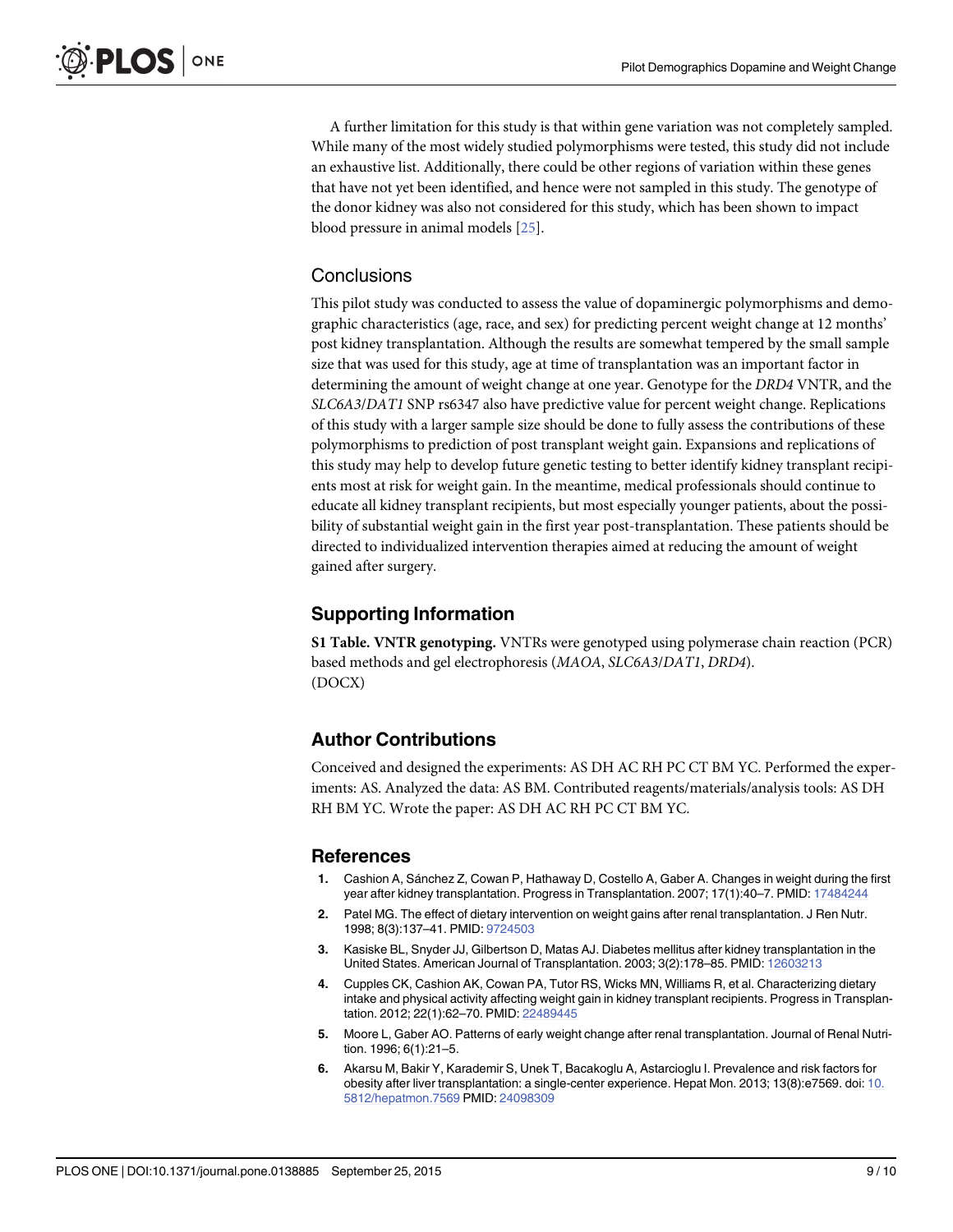A further limitation for this study is that within gene variation was not completely sampled. While many of the most widely studied polymorphisms were tested, this study did not include an exhaustive list. Additionally, there could be other regions of variation within these genes that have not yet been identified, and hence were not sampled in this study. The genotype of the donor kidney was also not considered for this study, which has been shown to impact blood pressure in animal models [25].

## Conclusions

This pilot study was conducted to assess the value of dopaminergic polymorphisms and demographic characteristics (age, race, and sex) for predicting percent weight change at 12 months' post kidney transplantation. Although the results are somewhat tempered by the small sample size that was used for this study, age at time of transplantation was an important factor in determining the amount of weight change at one year. Genotype for the *DRD4* VNTR, and the *SLC6A3*/*DAT1* SNP rs6347 also have predictive value for percent weight change. Replications of this study with a larger sample size should be done to fully assess the contributions of these polymorphisms to prediction of post transplant weight gain. Expansions and replications of this study may help to develop future genetic testing to better identify kidney transplant recipients most at risk for weight gain. In the meantime, medical professionals should continue to educate all kidney transplant recipients, but most especially younger patients, about the possibility of substantial weight gain in the first year post-transplantation. These patients should be directed to individualized intervention therapies aimed at reducing the amount of weight gained after surgery.

## Supporting Information

**S1 Table. VNTR genotyping.** VNTRs were genotyped using polymerase chain reaction (PCR) based methods and gel electrophoresis (*MAOA*, *SLC6A3*/*DAT1*, *DRD4*).
(DOCX)

## Author Contributions

Conceived and designed the experiments: AS DH AC RH PC CT BM YC. Performed the experiments: AS. Analyzed the data: AS BM. Contributed reagents/materials/analysis tools: AS DH RH BM YC. Wrote the paper: AS DH AC RH PC CT BM YC.

## References

1. Cashion A, Sánchez Z, Cowan P, Hathaway D, Costello A, Gaber A. Changes in weight during the first year after kidney transplantation. Progress in Transplantation. 2007; 17(1):40–7. PMID: 17484244
2. Patel MG. The effect of dietary intervention on weight gains after renal transplantation. J Ren Nutr. 1998; 8(3):137–41. PMID: 9724503
3. Kasiske BL, Snyder JJ, Gilbertson D, Matas AJ. Diabetes mellitus after kidney transplantation in the United States. American Journal of Transplantation. 2003; 3(2):178–85. PMID: 12603213
4. Cupples CK, Cashion AK, Cowan PA, Tutor RS, Wicks MN, Williams R, et al. Characterizing dietary intake and physical activity affecting weight gain in kidney transplant recipients. Progress in Transplantation. 2012; 22(1):62–70. PMID: 22489445
5. Moore L, Gaber AO. Patterns of early weight change after renal transplantation. Journal of Renal Nutrition. 1996; 6(1):21–5.
6. Akarsu M, Bakir Y, Karademir S, Unek T, Bacakoglu A, Astarcioglu I. Prevalence and risk factors for obesity after liver transplantation: a single-center experience. Hepat Mon. 2013; 13(8):e7569. doi: 10.5812/hepatmon.7569 PMID: 24098309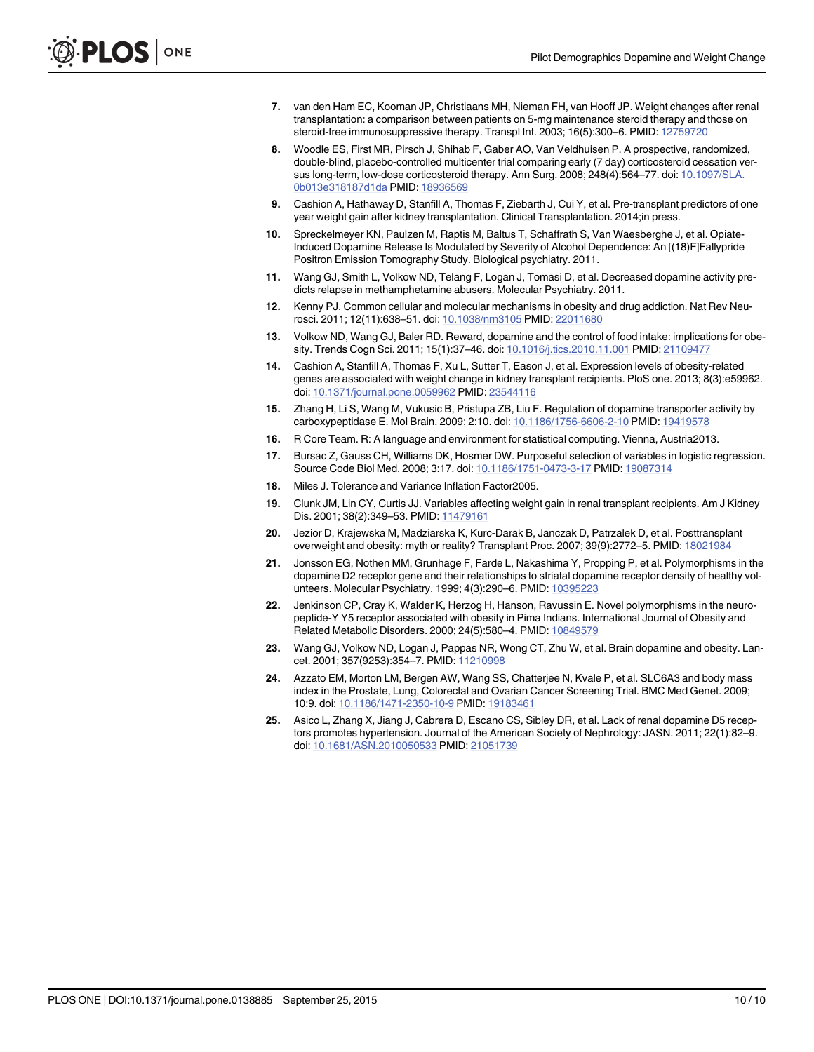7. van den Ham EC, Kooman JP, Christiaans MH, Nieman FH, van Hooff JP. Weight changes after renal transplantation: a comparison between patients on 5-mg maintenance steroid therapy and those on steroid-free immunosuppressive therapy. Transpl Int. 2003; 16(5):300–6. PMID: 12759720
8. Woodle ES, First MR, Pirsch J, Shihab F, Gaber AO, Van Veldhuisen P. A prospective, randomized, double-blind, placebo-controlled multicenter trial comparing early (7 day) corticosteroid cessation versus long-term, low-dose corticosteroid therapy. Ann Surg. 2008; 248(4):564–77. doi: 10.1097/SLA.0b013e318187d1da PMID: 18936569
9. Cashion A, Hathaway D, Stanfill A, Thomas F, Ziebarth J, Cui Y, et al. Pre-transplant predictors of one year weight gain after kidney transplantation. Clinical Transplantation. 2014;in press.
10. Spreckelmeyer KN, Paulzen M, Raptis M, Baltus T, Schaffrath S, Van Waesberghe J, et al. Opiate-Induced Dopamine Release Is Modulated by Severity of Alcohol Dependence: An [(18)F]Fallypride Positron Emission Tomography Study. Biological psychiatry. 2011.
11. Wang GJ, Smith L, Volkow ND, Telang F, Logan J, Tomasi D, et al. Decreased dopamine activity predicts relapse in methamphetamine abusers. Molecular Psychiatry. 2011.
12. Kenny PJ. Common cellular and molecular mechanisms in obesity and drug addiction. Nat Rev Neurosci. 2011; 12(11):638–51. doi: 10.1038/nrn3105 PMID: 22011680
13. Volkow ND, Wang GJ, Baler RD. Reward, dopamine and the control of food intake: implications for obesity. Trends Cogn Sci. 2011; 15(1):37–46. doi: 10.1016/j.tics.2010.11.001 PMID: 21109477
14. Cashion A, Stanfill A, Thomas F, Xu L, Sutter T, Eason J, et al. Expression levels of obesity-related genes are associated with weight change in kidney transplant recipients. PloS one. 2013; 8(3):e59962. doi: 10.1371/journal.pone.0059962 PMID: 23544116
15. Zhang H, Li S, Wang M, Vukusic B, Pristupa ZB, Liu F. Regulation of dopamine transporter activity by carboxypeptidase E. Mol Brain. 2009; 2:10. doi: 10.1186/1756-6606-2-10 PMID: 19419578
16. R Core Team. R: A language and environment for statistical computing. Vienna, Austria2013.
17. Bursac Z, Gauss CH, Williams DK, Hosmer DW. Purposeful selection of variables in logistic regression. Source Code Biol Med. 2008; 3:17. doi: 10.1186/1751-0473-3-17 PMID: 19087314
18. Miles J. Tolerance and Variance Inflation Factor2005.
19. Clunk JM, Lin CY, Curtis JJ. Variables affecting weight gain in renal transplant recipients. Am J Kidney Dis. 2001; 38(2):349–53. PMID: 11479161
20. Jezior D, Krajewska M, Madziarska K, Kurc-Darak B, Janczak D, Patrzalek D, et al. Posttransplant overweight and obesity: myth or reality? Transplant Proc. 2007; 39(9):2772–5. PMID: 18021984
21. Jonsson EG, Nothen MM, Grunhage F, Farde L, Nakashima Y, Propping P, et al. Polymorphisms in the dopamine D2 receptor gene and their relationships to striatal dopamine receptor density of healthy volunteers. Molecular Psychiatry. 1999; 4(3):290–6. PMID: 10395223
22. Jenkinson CP, Cray K, Walder K, Herzog H, Hanson, Ravussin E. Novel polymorphisms in the neuropeptide-Y Y5 receptor associated with obesity in Pima Indians. International Journal of Obesity and Related Metabolic Disorders. 2000; 24(5):580–4. PMID: 10849579
23. Wang GJ, Volkow ND, Logan J, Pappas NR, Wong CT, Zhu W, et al. Brain dopamine and obesity. Lancet. 2001; 357(9253):354–7. PMID: 11210998
24. Azzato EM, Morton LM, Bergen AW, Wang SS, Chatterjee N, Kvale P, et al. SLC6A3 and body mass index in the Prostate, Lung, Colorectal and Ovarian Cancer Screening Trial. BMC Med Genet. 2009; 10:9. doi: 10.1186/1471-2350-10-9 PMID: 19183461
25. Asico L, Zhang X, Jiang J, Cabrera D, Escano CS, Sibley DR, et al. Lack of renal dopamine D5 receptors promotes hypertension. Journal of the American Society of Nephrology: JASN. 2011; 22(1):82–9. doi: 10.1681/ASN.2010050533 PMID: 21051739